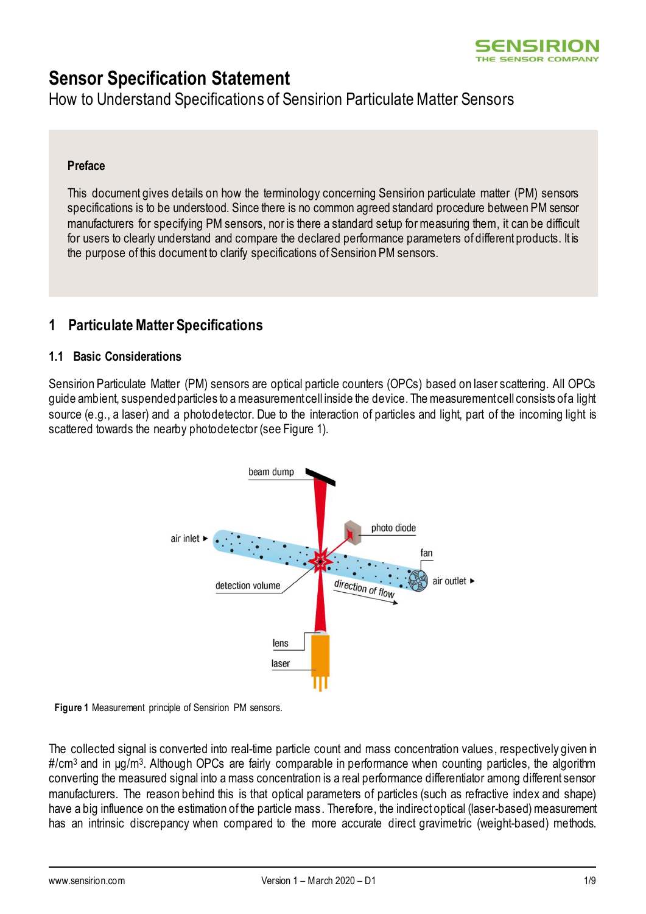# Sensor Specification Statement

How to Understand Specifications of Sensirion Particulate Matter Sensors

**Preface**

This document gives details on how the terminology concerning Sensirion particulate matter (PM) sensors specifications is to be understood. Since there is no common agreed standard procedure between PM sensor manufacturers for specifying PM sensors, nor is there a standard setup for measuring them, it can be difficult for users to clearly understand and compare the declared performance parameters of different products. It is the purpose of this document to clarify specifications of Sensirion PM sensors.

## 1 Particulate Matter Specifications

### 1.1 Basic Considerations

Sensirion Particulate Matter (PM) sensors are optical particle counters (OPCs) based on laser scattering. All OPCs guide ambient, suspended particles to a measurement cell inside the device. The measurement cell consists of a light source (e.g., a laser) and a photodetector. Due to the interaction of particles and light, part of the incoming light is scattered towards the nearby photodetector (see Figure 1).

**Figure 1** Measurement principle of Sensirion PM sensors.

The collected signal is converted into real-time particle count and mass concentration values, respectively given in #/cm³ and in µg/m³. Although OPCs are fairly comparable in performance when counting particles, the algorithm converting the measured signal into a mass concentration is a real performance differentiator among different sensor manufacturers. The reason behind this is that optical parameters of particles (such as refractive index and shape) have a big influence on the estimation of the particle mass. Therefore, the indirect optical (laser-based) measurement has an intrinsic discrepancy when compared to the more accurate direct gravimetric (weight-based) methods.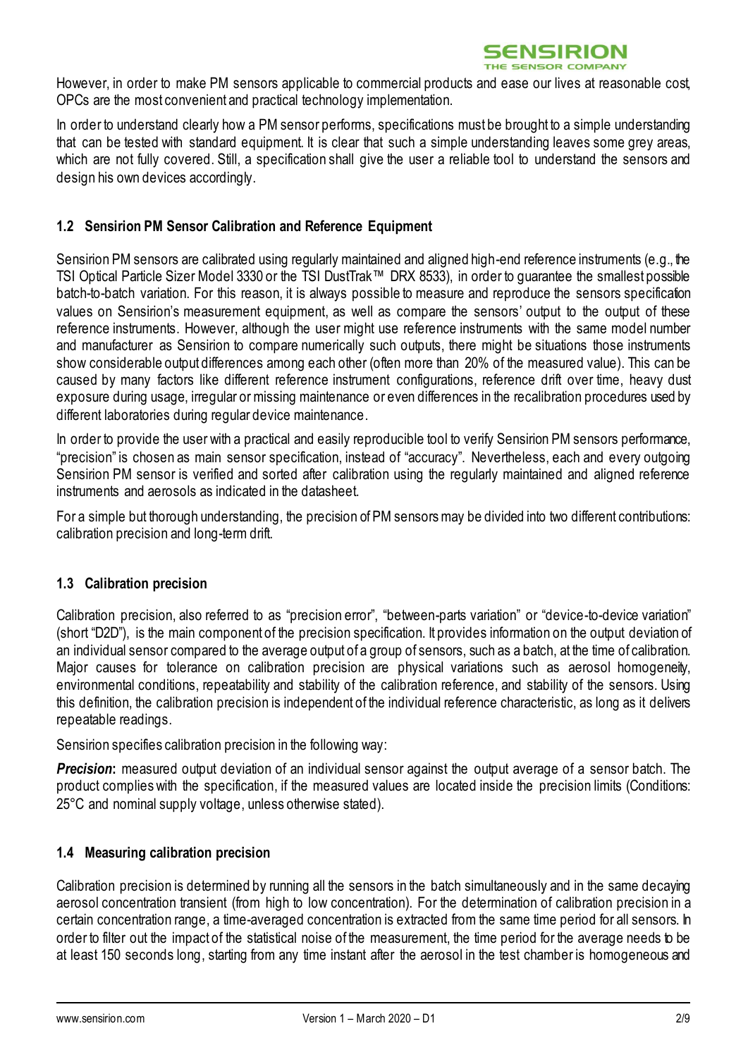However, in order to make PM sensors applicable to commercial products and ease our lives at reasonable cost, OPCs are the most convenient and practical technology implementation.

In order to understand clearly how a PM sensor performs, specifications must be brought to a simple understanding that can be tested with standard equipment. It is clear that such a simple understanding leaves some grey areas, which are not fully covered. Still, a specification shall give the user a reliable tool to understand the sensors and design his own devices accordingly.

### 1.2 Sensirion PM Sensor Calibration and Reference Equipment

Sensirion PM sensors are calibrated using regularly maintained and aligned high-end reference instruments (e.g., the TSI Optical Particle Sizer Model 3330 or the TSI DustTrak™ DRX 8533), in order to guarantee the smallest possible batch-to-batch variation. For this reason, it is always possible to measure and reproduce the sensors specification values on Sensirion's measurement equipment, as well as compare the sensors' output to the output of these reference instruments. However, although the user might use reference instruments with the same model number and manufacturer as Sensirion to compare numerically such outputs, there might be situations those instruments show considerable output differences among each other (often more than 20% of the measured value). This can be caused by many factors like different reference instrument configurations, reference drift over time, heavy dust exposure during usage, irregular or missing maintenance or even differences in the recalibration procedures used by different laboratories during regular device maintenance.

In order to provide the user with a practical and easily reproducible tool to verify Sensirion PM sensors performance, "precision" is chosen as main sensor specification, instead of "accuracy". Nevertheless, each and every outgoing Sensirion PM sensor is verified and sorted after calibration using the regularly maintained and aligned reference instruments and aerosols as indicated in the datasheet.

For a simple but thorough understanding, the precision of PM sensors may be divided into two different contributions: calibration precision and long-term drift.

### 1.3 Calibration precision

Calibration precision, also referred to as "precision error", "between-parts variation" or "device-to-device variation" (short "D2D"), is the main component of the precision specification. It provides information on the output deviation of an individual sensor compared to the average output of a group of sensors, such as a batch, at the time of calibration. Major causes for tolerance on calibration precision are physical variations such as aerosol homogeneity, environmental conditions, repeatability and stability of the calibration reference, and stability of the sensors. Using this definition, the calibration precision is independent of the individual reference characteristic, as long as it delivers repeatable readings.

Sensirion specifies calibration precision in the following way:

***Precision*:** measured output deviation of an individual sensor against the output average of a sensor batch. The product complies with the specification, if the measured values are located inside the precision limits (Conditions: 25°C and nominal supply voltage, unless otherwise stated).

### 1.4 Measuring calibration precision

Calibration precision is determined by running all the sensors in the batch simultaneously and in the same decaying aerosol concentration transient (from high to low concentration). For the determination of calibration precision in a certain concentration range, a time-averaged concentration is extracted from the same time period for all sensors. In order to filter out the impact of the statistical noise of the measurement, the time period for the average needs to be at least 150 seconds long, starting from any time instant after the aerosol in the test chamber is homogeneous and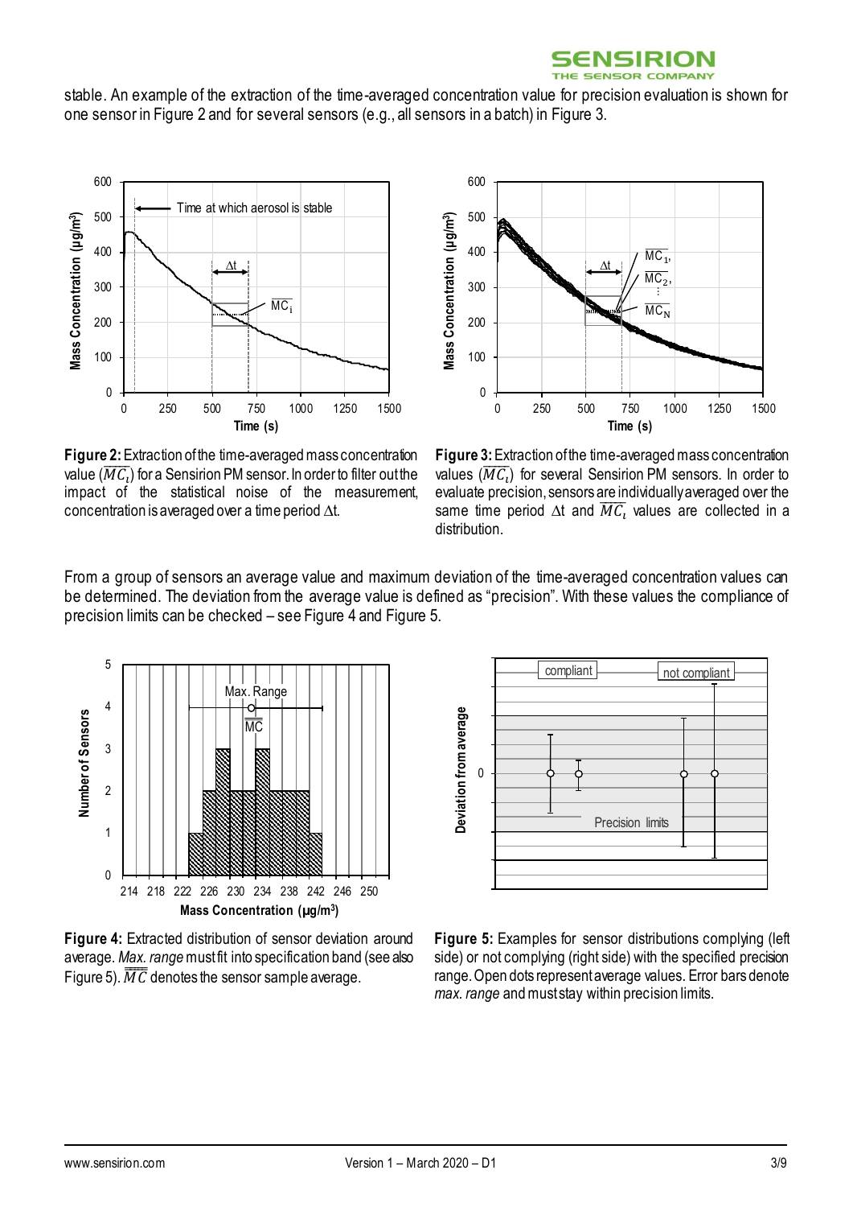stable. An example of the extraction of the time-averaged concentration value for precision evaluation is shown for one sensor in Figure 2 and for several sensors (e.g., all sensors in a batch) in Figure 3.

**Figure 2:** Extraction of the time-averaged mass concentration value ($\overline{MC_i}$) for a Sensirion PM sensor. In order to filter out the impact of the statistical noise of the measurement, concentration is averaged over a time period $\Delta$t.

**Figure 3:** Extraction of the time-averaged mass concentration values ($\overline{MC_i}$) for several Sensirion PM sensors. In order to evaluate precision, sensors are individually averaged over the same time period $\Delta$t and $\overline{MC_i}$ values are collected in a distribution.

From a group of sensors an average value and maximum deviation of the time-averaged concentration values can be determined. The deviation from the average value is defined as "precision". With these values the compliance of precision limits can be checked – see Figure 4 and Figure 5.

**Figure 4:** Extracted distribution of sensor deviation around average. *Max. range* must fit into specification band (see also Figure 5). $\overline{\overline{MC}}$ denotes the sensor sample average.

**Figure 5:** Examples for sensor distributions complying (left side) or not complying (right side) with the specified precision range. Open dots represent average values. Error bars denote *max. range* and must stay within precision limits.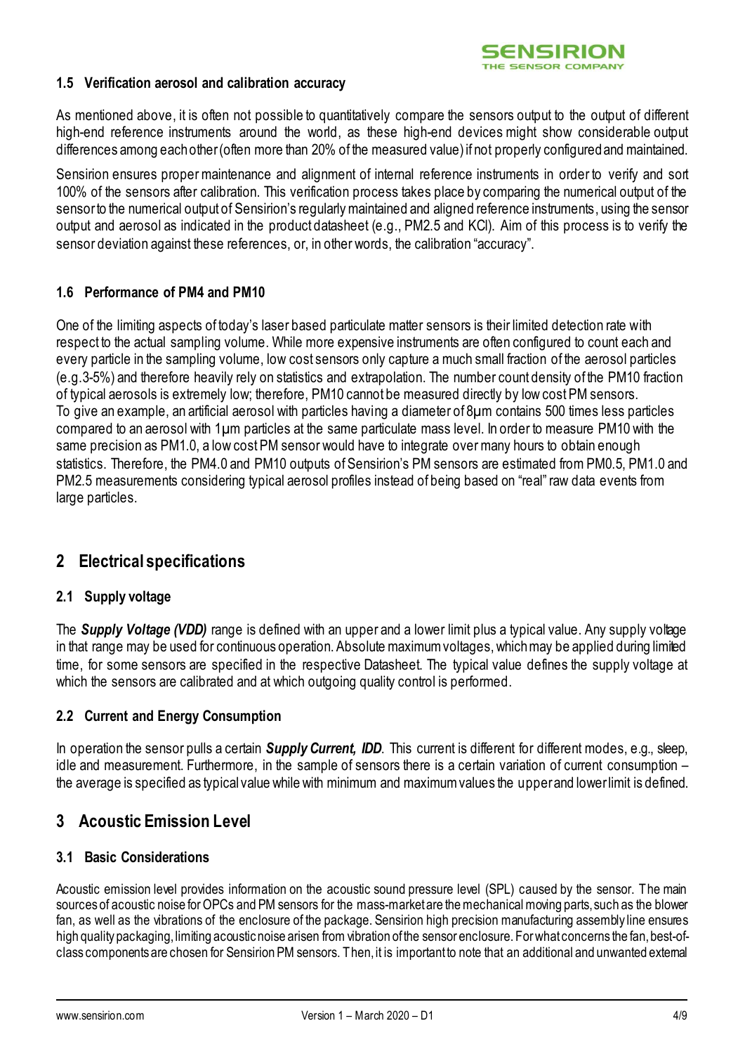### 1.5 Verification aerosol and calibration accuracy

As mentioned above, it is often not possible to quantitatively compare the sensors output to the output of different high-end reference instruments around the world, as these high-end devices might show considerable output differences among each other (often more than 20% of the measured value) if not properly configured and maintained.

Sensirion ensures proper maintenance and alignment of internal reference instruments in order to verify and sort 100% of the sensors after calibration. This verification process takes place by comparing the numerical output of the sensor to the numerical output of Sensirion's regularly maintained and aligned reference instruments, using the sensor output and aerosol as indicated in the product datasheet (e.g., PM2.5 and KCl). Aim of this process is to verify the sensor deviation against these references, or, in other words, the calibration "accuracy".

### 1.6 Performance of PM4 and PM10

One of the limiting aspects of today's laser based particulate matter sensors is their limited detection rate with respect to the actual sampling volume. While more expensive instruments are often configured to count each and every particle in the sampling volume, low cost sensors only capture a much small fraction of the aerosol particles (e.g.3-5%) and therefore heavily rely on statistics and extrapolation. The number count density of the PM10 fraction of typical aerosols is extremely low; therefore, PM10 cannot be measured directly by low cost PM sensors.
To give an example, an artificial aerosol with particles having a diameter of 8μm contains 500 times less particles compared to an aerosol with 1μm particles at the same particulate mass level. In order to measure PM10 with the same precision as PM1.0, a low cost PM sensor would have to integrate over many hours to obtain enough statistics. Therefore, the PM4.0 and PM10 outputs of Sensirion's PM sensors are estimated from PM0.5, PM1.0 and PM2.5 measurements considering typical aerosol profiles instead of being based on "real" raw data events from large particles.

## 2 Electrical specifications

### 2.1 Supply voltage

The ***Supply Voltage (VDD)*** range is defined with an upper and a lower limit plus a typical value. Any supply voltage in that range may be used for continuous operation. Absolute maximum voltages, which may be applied during limited time, for some sensors are specified in the respective Datasheet. The typical value defines the supply voltage at which the sensors are calibrated and at which outgoing quality control is performed.

### 2.2 Current and Energy Consumption

In operation the sensor pulls a certain ***Supply Current, IDD***. This current is different for different modes, e.g., sleep, idle and measurement. Furthermore, in the sample of sensors there is a certain variation of current consumption – the average is specified as typical value while with minimum and maximum values the upper and lower limit is defined.

## 3 Acoustic Emission Level

### 3.1 Basic Considerations

Acoustic emission level provides information on the acoustic sound pressure level (SPL) caused by the sensor. The main sources of acoustic noise for OPCs and PM sensors for the mass-market are the mechanical moving parts, such as the blower fan, as well as the vibrations of the enclosure of the package. Sensirion high precision manufacturing assembly line ensures high quality packaging, limiting acoustic noise arisen from vibration of the sensor enclosure. For what concerns the fan, best-of-class components are chosen for Sensirion PM sensors. Then, it is important to note that an additional and unwanted external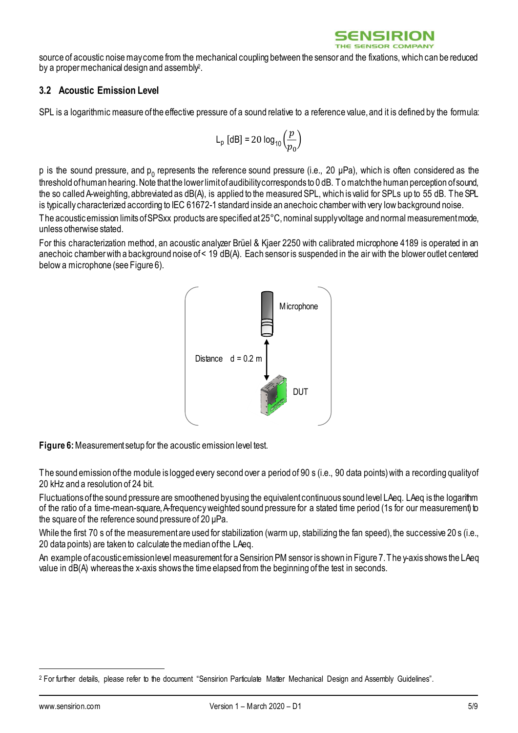source of acoustic noise may come from the mechanical coupling between the sensor and the fixations, which can be reduced by a proper mechanical design and assembly[2].

### 3.2 Acoustic Emission Level

SPL is a logarithmic measure of the effective pressure of a sound relative to a reference value, and it is defined by the formula:

$$L_p \text{ [dB]} = 20 \log_{10}\left(\frac{p}{p_0}\right)$$

p is the sound pressure, and $p_0$ represents the reference sound pressure (i.e., 20 µPa), which is often considered as the threshold of human hearing. Note that the lower limit of audibility corresponds to 0 dB. To match the human perception of sound, the so called A-weighting, abbreviated as dB(A), is applied to the measured SPL, which is valid for SPLs up to 55 dB. The SPL is typically characterized according to IEC 61672-1 standard inside an anechoic chamber with very low background noise.

The acoustic emission limits of SPSxx products are specified at 25°C, nominal supply voltage and normal measurement mode, unless otherwise stated.

For this characterization method, an acoustic analyzer Brüel & Kjaer 2250 with calibrated microphone 4189 is operated in an anechoic chamber with a background noise of < 19 dB(A). Each sensor is suspended in the air with the blower outlet centered below a microphone (see Figure 6).

Microphone

Distance d = 0.2 m

DUT

**Figure 6:** Measurement setup for the acoustic emission level test.

The sound emission of the module is logged every second over a period of 90 s (i.e., 90 data points) with a recording quality of 20 kHz and a resolution of 24 bit.

Fluctuations of the sound pressure are smoothened by using the equivalent continuous sound level LAeq. LAeq is the logarithm of the ratio of a time-mean-square, A-frequency weighted sound pressure for a stated time period (1s for our measurement) to the square of the reference sound pressure of 20 µPa.

While the first 70 s of the measurement are used for stabilization (warm up, stabilizing the fan speed), the successive 20 s (i.e., 20 data points) are taken to calculate the median of the LAeq.

An example of acoustic emission level measurement for a Sensirion PM sensor is shown in Figure 7. The y-axis shows the LAeq value in dB(A) whereas the x-axis shows the time elapsed from the beginning of the test in seconds.

[2] For further details, please refer to the document "Sensirion Particulate Matter Mechanical Design and Assembly Guidelines".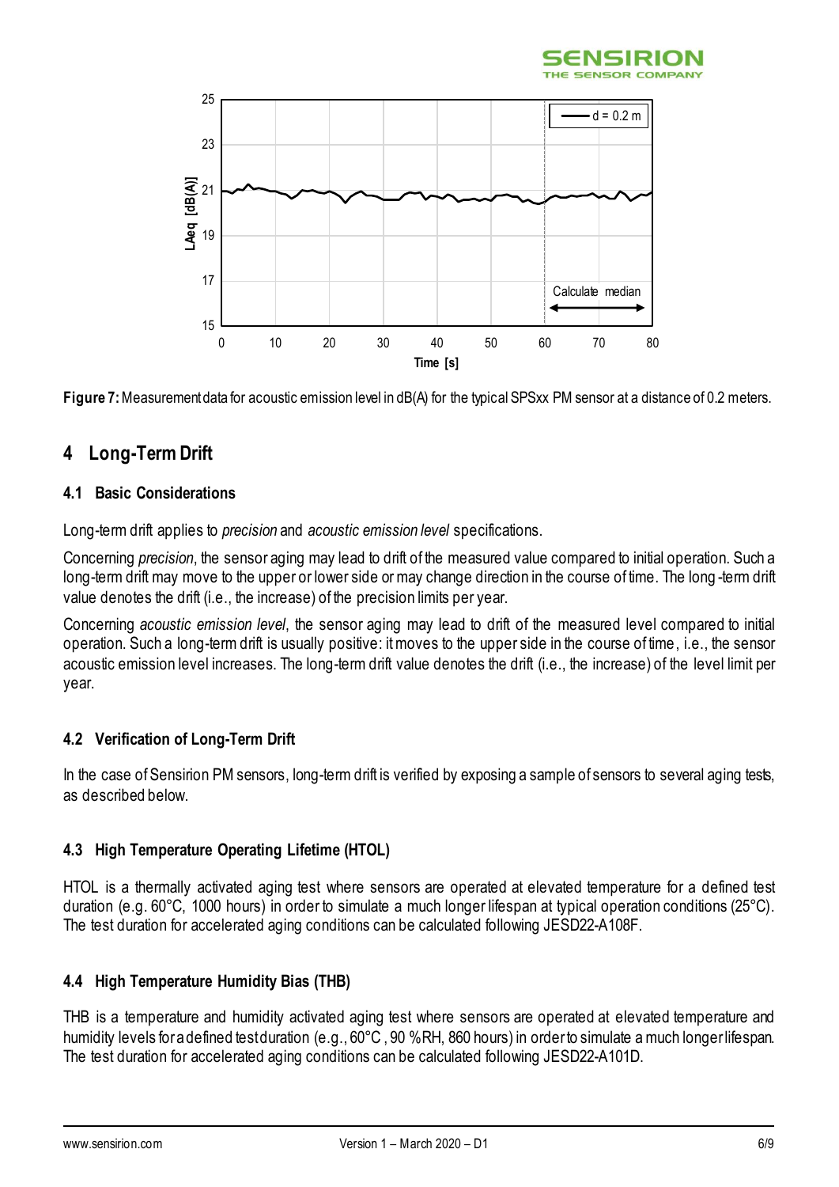**Figure 7:** Measurement data for acoustic emission level in dB(A) for the typical SPSxx PM sensor at a distance of 0.2 meters.

# 4 Long-Term Drift

## 4.1 Basic Considerations

Long-term drift applies to *precision* and *acoustic emission level* specifications.

Concerning *precision*, the sensor aging may lead to drift of the measured value compared to initial operation. Such a long-term drift may move to the upper or lower side or may change direction in the course of time. The long-term drift value denotes the drift (i.e., the increase) of the precision limits per year.

Concerning *acoustic emission level*, the sensor aging may lead to drift of the measured level compared to initial operation. Such a long-term drift is usually positive: it moves to the upper side in the course of time, i.e., the sensor acoustic emission level increases. The long-term drift value denotes the drift (i.e., the increase) of the level limit per year.

## 4.2 Verification of Long-Term Drift

In the case of Sensirion PM sensors, long-term drift is verified by exposing a sample of sensors to several aging tests, as described below.

## 4.3 High Temperature Operating Lifetime (HTOL)

HTOL is a thermally activated aging test where sensors are operated at elevated temperature for a defined test duration (e.g. 60°C, 1000 hours) in order to simulate a much longer lifespan at typical operation conditions (25°C). The test duration for accelerated aging conditions can be calculated following JESD22-A108F.

## 4.4 High Temperature Humidity Bias (THB)

THB is a temperature and humidity activated aging test where sensors are operated at elevated temperature and humidity levels for a defined test duration (e.g., 60°C, 90 %RH, 860 hours) in order to simulate a much longer lifespan. The test duration for accelerated aging conditions can be calculated following JESD22-A101D.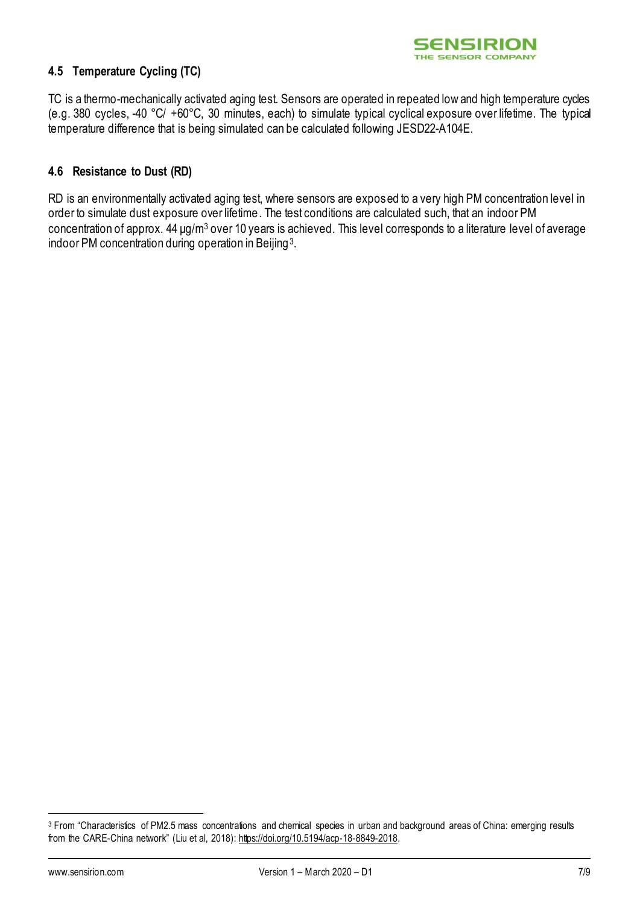### 4.5 Temperature Cycling (TC)

TC is a thermo-mechanically activated aging test. Sensors are operated in repeated low and high temperature cycles (e.g. 380 cycles, -40 °C/ +60°C, 30 minutes, each) to simulate typical cyclical exposure over lifetime. The typical temperature difference that is being simulated can be calculated following JESD22-A104E.

### 4.6 Resistance to Dust (RD)

RD is an environmentally activated aging test, where sensors are exposed to a very high PM concentration level in order to simulate dust exposure over lifetime. The test conditions are calculated such, that an indoor PM concentration of approx. 44 µg/m$^3$ over 10 years is achieved. This level corresponds to a literature level of average indoor PM concentration during operation in Beijing[3].

---

[3] From "Characteristics of PM2.5 mass concentrations and chemical species in urban and background areas of China: emerging results from the CARE-China network" (Liu et al, 2018): https://doi.org/10.5194/acp-18-8849-2018.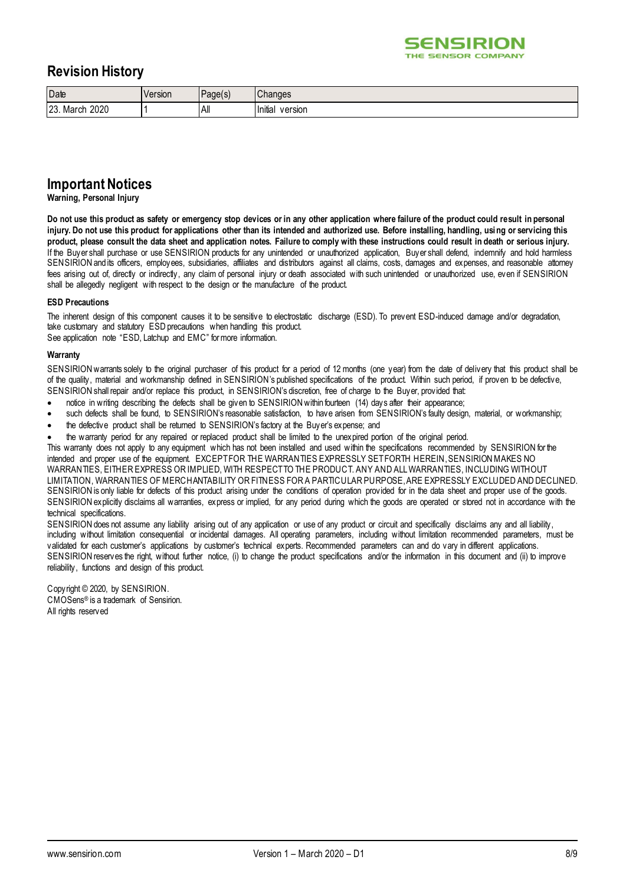## Revision History

| Date | Version | Page(s) | Changes |
|---|---|---|---|
| 23. March 2020 | 1 | All | Initial version |

## Important Notices

**Warning, Personal Injury**

**Do not use this product as safety or emergency stop devices or in any other application where failure of the product could result in personal injury. Do not use this product for applications other than its intended and authorized use. Before installing, handling, using or servicing this product, please consult the data sheet and application notes. Failure to comply with these instructions could result in death or serious injury.** If the Buyer shall purchase or use SENSIRION products for any unintended or unauthorized application, Buyer shall defend, indemnify and hold harmless SENSIRION and its officers, employees, subsidiaries, affiliates and distributors against all claims, costs, damages and expenses, and reasonable attorney fees arising out of, directly or indirectly, any claim of personal injury or death associated with such unintended or unauthorized use, even if SENSIRION shall be allegedly negligent with respect to the design or the manufacture of the product.

**ESD Precautions**

The inherent design of this component causes it to be sensitive to electrostatic discharge (ESD). To prevent ESD-induced damage and/or degradation, take customary and statutory ESD precautions when handling this product.
See application note "ESD, Latchup and EMC" for more information.

**Warranty**

SENSIRION warrants solely to the original purchaser of this product for a period of 12 months (one year) from the date of delivery that this product shall be of the quality, material and workmanship defined in SENSIRION's published specifications of the product. Within such period, if proven to be defective, SENSIRION shall repair and/or replace this product, in SENSIRION's discretion, free of charge to the Buyer, provided that:

- notice in writing describing the defects shall be given to SENSIRION within fourteen (14) days after their appearance;
- such defects shall be found, to SENSIRION's reasonable satisfaction, to have arisen from SENSIRION's faulty design, material, or workmanship;
- the defective product shall be returned to SENSIRION's factory at the Buyer's expense; and
- the warranty period for any repaired or replaced product shall be limited to the unexpired portion of the original period.

This warranty does not apply to any equipment which has not been installed and used within the specifications recommended by SENSIRION for the intended and proper use of the equipment. EXCEPT FOR THE WARRANTIES EXPRESSLY SET FORTH HEREIN, SENSIRION MAKES NO WARRANTIES, EITHER EXPRESS OR IMPLIED, WITH RESPECT TO THE PRODUCT. ANY AND ALL WARRANTIES, INCLUDING WITHOUT LIMITATION, WARRANTIES OF MERCHANTABILITY OR FITNESS FOR A PARTICULAR PURPOSE, ARE EXPRESSLY EXCLUDED AND DECLINED.
SENSIRION is only liable for defects of this product arising under the conditions of operation provided for in the data sheet and proper use of the goods. SENSIRION explicitly disclaims all warranties, express or implied, for any period during which the goods are operated or stored not in accordance with the technical specifications.
SENSIRION does not assume any liability arising out of any application or use of any product or circuit and specifically disclaims any and all liability, including without limitation consequential or incidental damages. All operating parameters, including without limitation recommended parameters, must be validated for each customer's applications by customer's technical experts. Recommended parameters can and do vary in different applications.
SENSIRION reserves the right, without further notice, (i) to change the product specifications and/or the information in this document and (ii) to improve reliability, functions and design of this product.

Copyright © 2020, by SENSIRION.
CMOSens® is a trademark of Sensirion.
All rights reserved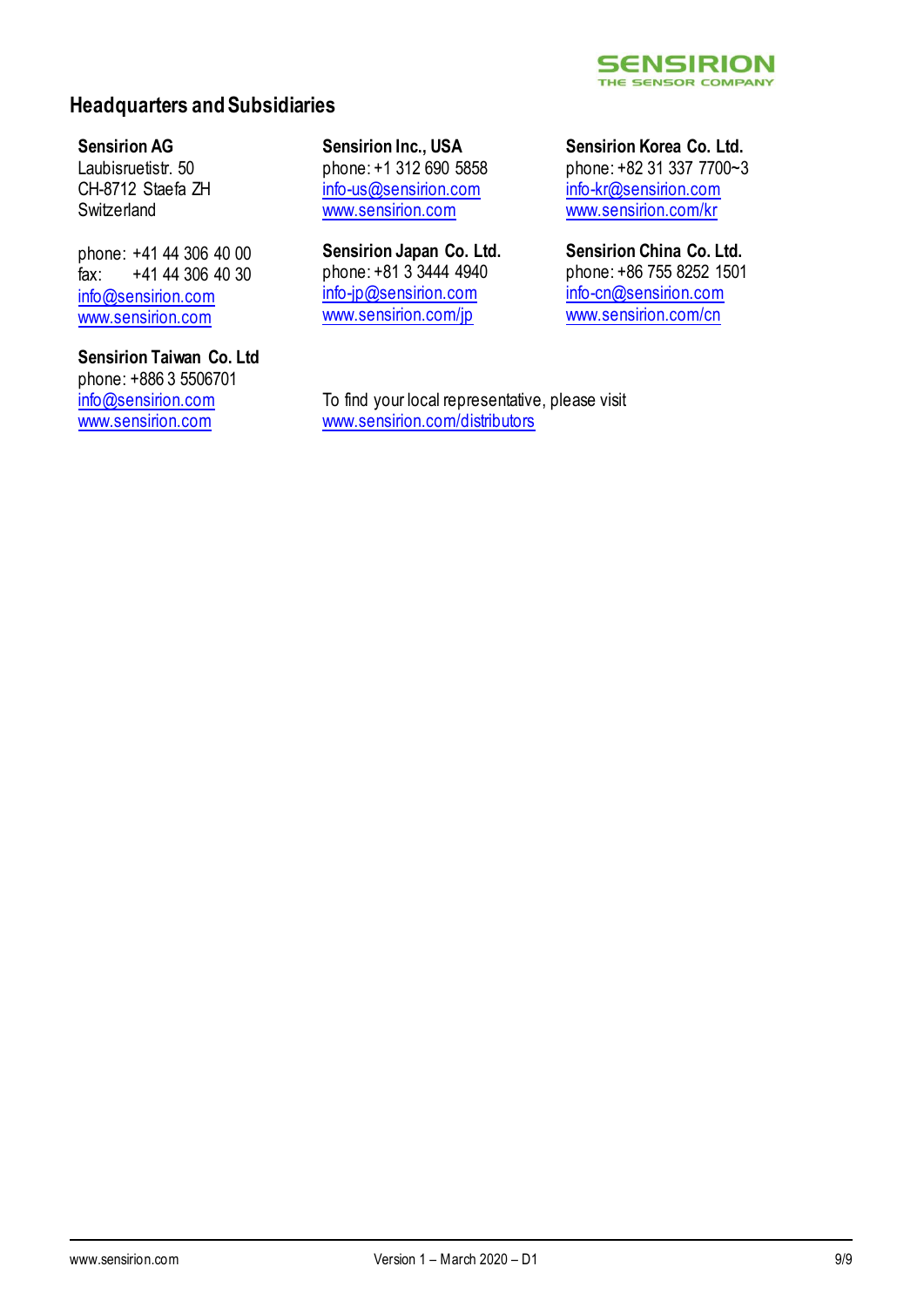## Headquarters and Subsidiaries

**Sensirion AG**
Laubisruetistr. 50
CH-8712 Staefa ZH
Switzerland

phone: +41 44 306 40 00
fax: +41 44 306 40 30
info@sensirion.com
www.sensirion.com

**Sensirion Taiwan Co. Ltd**
phone: +886 3 5506701
info@sensirion.com
www.sensirion.com

**Sensirion Inc., USA**
phone: +1 312 690 5858
info-us@sensirion.com
www.sensirion.com

**Sensirion Japan Co. Ltd.**
phone: +81 3 3444 4940
info-jp@sensirion.com
www.sensirion.com/jp

**Sensirion Korea Co. Ltd.**
phone: +82 31 337 7700~3
info-kr@sensirion.com
www.sensirion.com/kr

**Sensirion China Co. Ltd.**
phone: +86 755 8252 1501
info-cn@sensirion.com
www.sensirion.com/cn

To find your local representative, please visit
www.sensirion.com/distributors